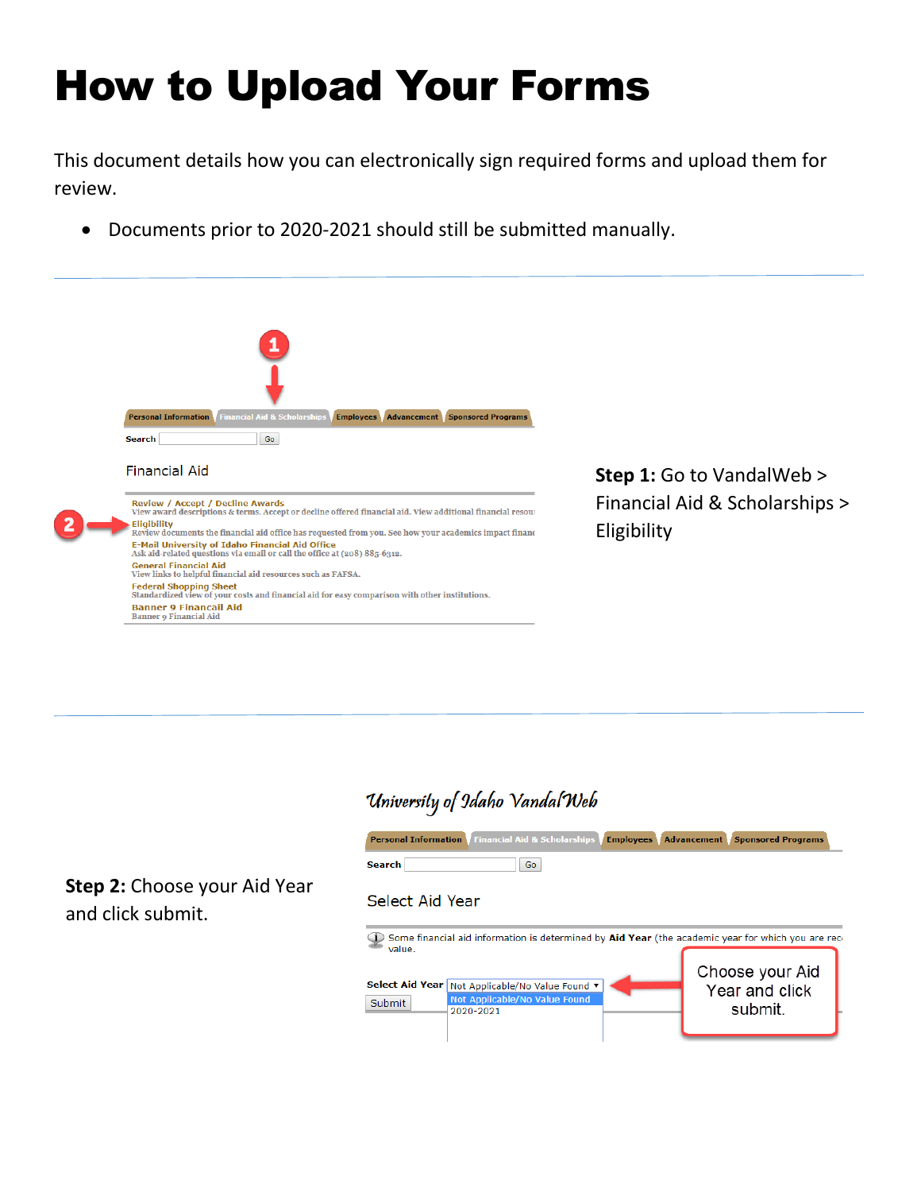# How to Upload Your Forms

This document details how you can electronically sign required forms and upload them for review.

- Documents prior to 2020-2021 should still be submitted manually.

---

**Step 1:** Go to VandalWeb > Financial Aid & Scholarships > Eligibility

---

**Step 2:** Choose your Aid Year and click submit.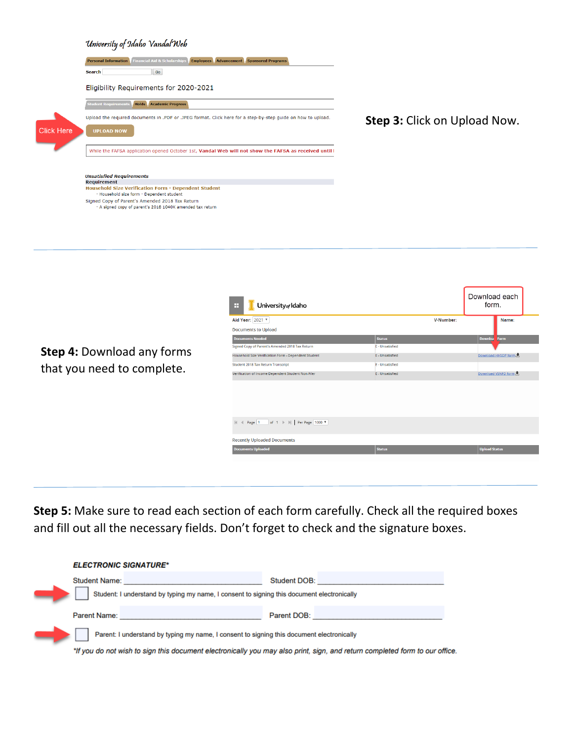*University of Idaho VandalWeb*

Personal Information | Financial Aid & Scholarships | Employees | Advancement | Sponsored Programs

Search [ ] Go

Eligibility Requirements for 2020-2021

Student Requirements | Holds | Academic Progress

Upload the required documents in .PDF or .JPEG format. Click here for a step-by-step guide on how to upload.

Click Here → **UPLOAD NOW**

While the FAFSA application opened October 1st, **Vandal Web will not show the FAFSA as received until**

***Unsatisfied Requirements***

**Requirement**

**Household Size Verification Form - Dependent Student**
- Household size form - Dependent student

Signed Copy of Parent's Amended 2018 Tax Return
- A signed copy of parent's 2018 1040X amended tax return

**Step 3:** Click on Upload Now.

---

**Step 4:** Download any forms that you need to complete.

University of Idaho

Download each form.

Aid Year: 2021 | V-Number: | Name:

Documents to Upload

| Documents Needed | Status | Download Form |
|---|---|---|
| Signed Copy of Parent's Amended 2018 Tax Return | E - Unsatisfied | |
| Household Size Verification Form - Dependent Student | E - Unsatisfied | Download HHSDP form |
| Student 2018 Tax Return Transcript | E - Unsatisfied | |
| Verification of Income Dependent Student Non-Filer | E - Unsatisfied | Download VSNFD form |

Page 1 of 1 | Per Page 1000

Recently Uploaded Documents

| Documents Uploaded | Status | Upload Status |
|---|---|---|

---

**Step 5:** Make sure to read each section of each form carefully. Check all the required boxes and fill out all the necessary fields. Don't forget to check and the signature boxes.

***ELECTRONIC SIGNATURE****

Student Name: ____________________ Student DOB: ____________________

☐ Student: I understand by typing my name, I consent to signing this document electronically

Parent Name: ____________________ Parent DOB: ____________________

☐ Parent: I understand by typing my name, I consent to signing this document electronically

**If you do not wish to sign this document electronically you may also print, sign, and return completed form to our office.*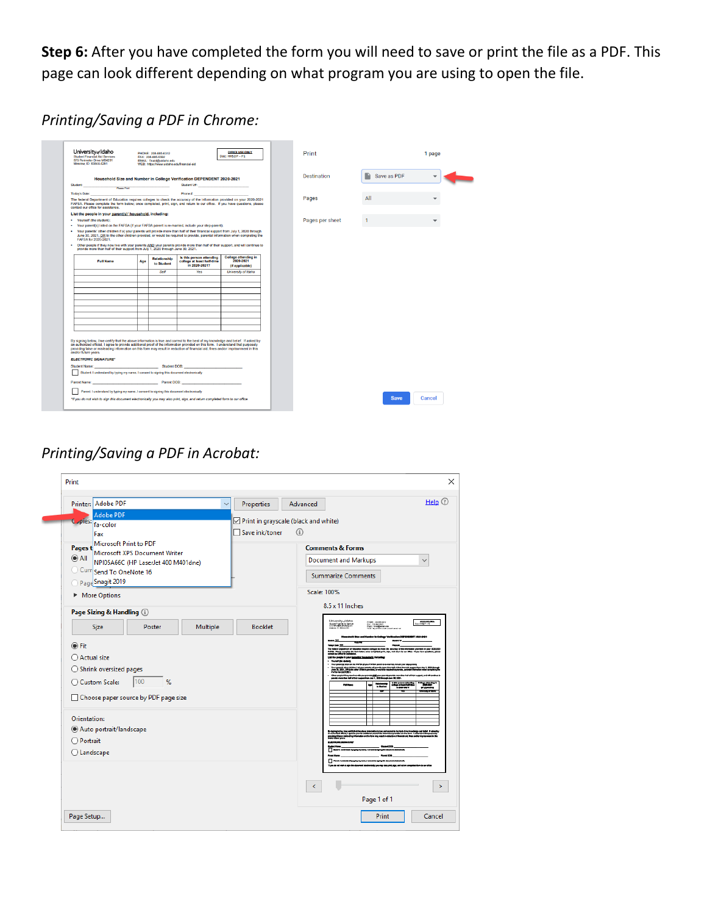**Step 6:** After you have completed the form you will need to save or print the file as a PDF. This page can look different depending on what program you are using to open the file.

*Printing/Saving a PDF in Chrome:*

*Printing/Saving a PDF in Acrobat:*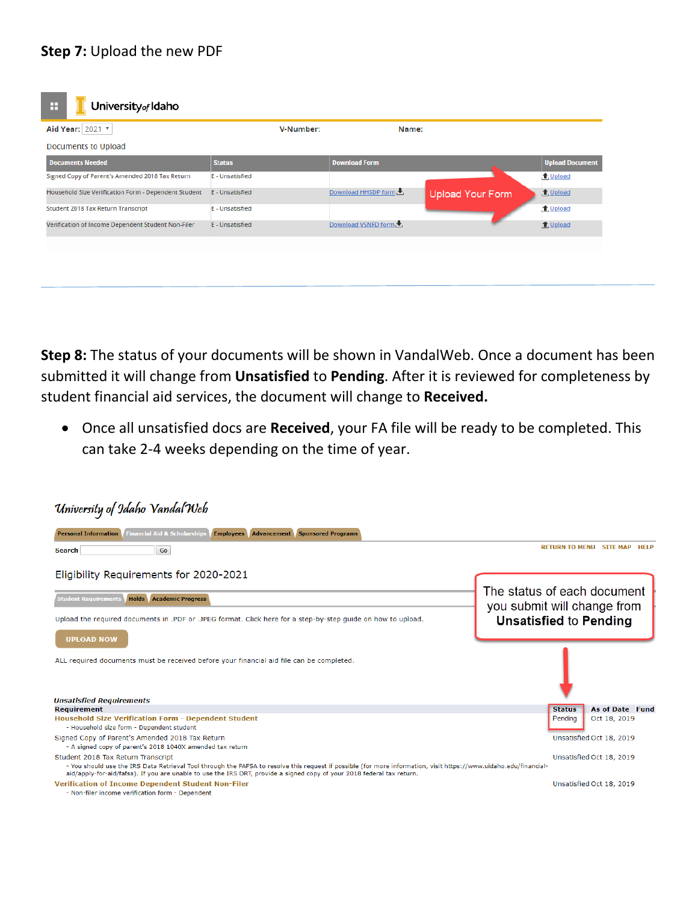**Step 7:** Upload the new PDF

University of Idaho

Aid Year: 2021 V-Number: Name:

Documents to Upload

| Documents Needed | Status | Download Form | Upload Document |
|---|---|---|---|
| Signed Copy of Parent's Amended 2018 Tax Return | E - Unsatisfied | | Upload |
| Household Size Verification Form - Dependent Student | E - Unsatisfied | Download HHSDP form | Upload |
| Student 2018 Tax Return Transcript | E - Unsatisfied | | Upload |
| Verification of Income Dependent Student Non-Filer | E - Unsatisfied | Download VSNFD form | Upload |

Upload Your Form

**Step 8:** The status of your documents will be shown in VandalWeb. Once a document has been submitted it will change from **Unsatisfied** to **Pending**. After it is reviewed for completeness by student financial aid services, the document will change to **Received.**

- Once all unsatisfied docs are **Received**, your FA file will be ready to be completed. This can take 2-4 weeks depending on the time of year.

University of Idaho VandalWeb

Personal Information | Financial Aid & Scholarships | Employees | Advancement | Sponsored Programs

Search [ ] Go

RETURN TO MENU SITE MAP HELP

Eligibility Requirements for 2020-2021

Student Requirements | Holds | Academic Progress

Upload the required documents in .PDF or .JPEG format. Click here for a step-by-step guide on how to upload.

UPLOAD NOW

ALL required documents must be received before your financial aid file can be completed.

The status of each document you submit will change from **Unsatisfied** to **Pending**

*Unsatisfied Requirements*

| Requirement | Status | As of Date | Fund |
|---|---|---|---|
| Household Size Verification Form - Dependent Student<br>- Household size form - Dependent student | Pending | Oct 18, 2019 | |
| Signed Copy of Parent's Amended 2018 Tax Return<br>- A signed copy of parent's 2018 1040X amended tax return | Unsatisfied | Oct 18, 2019 | |
| Student 2018 Tax Return Transcript<br>- You should use the IRS Data Retrieval Tool through the FAFSA to resolve this request if possible (for more information, visit https://www.uidaho.edu/financial-aid/apply-for-aid/fafsa). If you are unable to use the IRS DRT, provide a signed copy of your 2018 federal tax return. | Unsatisfied | Oct 18, 2019 | |
| Verification of Income Dependent Student Non-Filer<br>- Non-filer income verification form - Dependent | Unsatisfied | Oct 18, 2019 | |